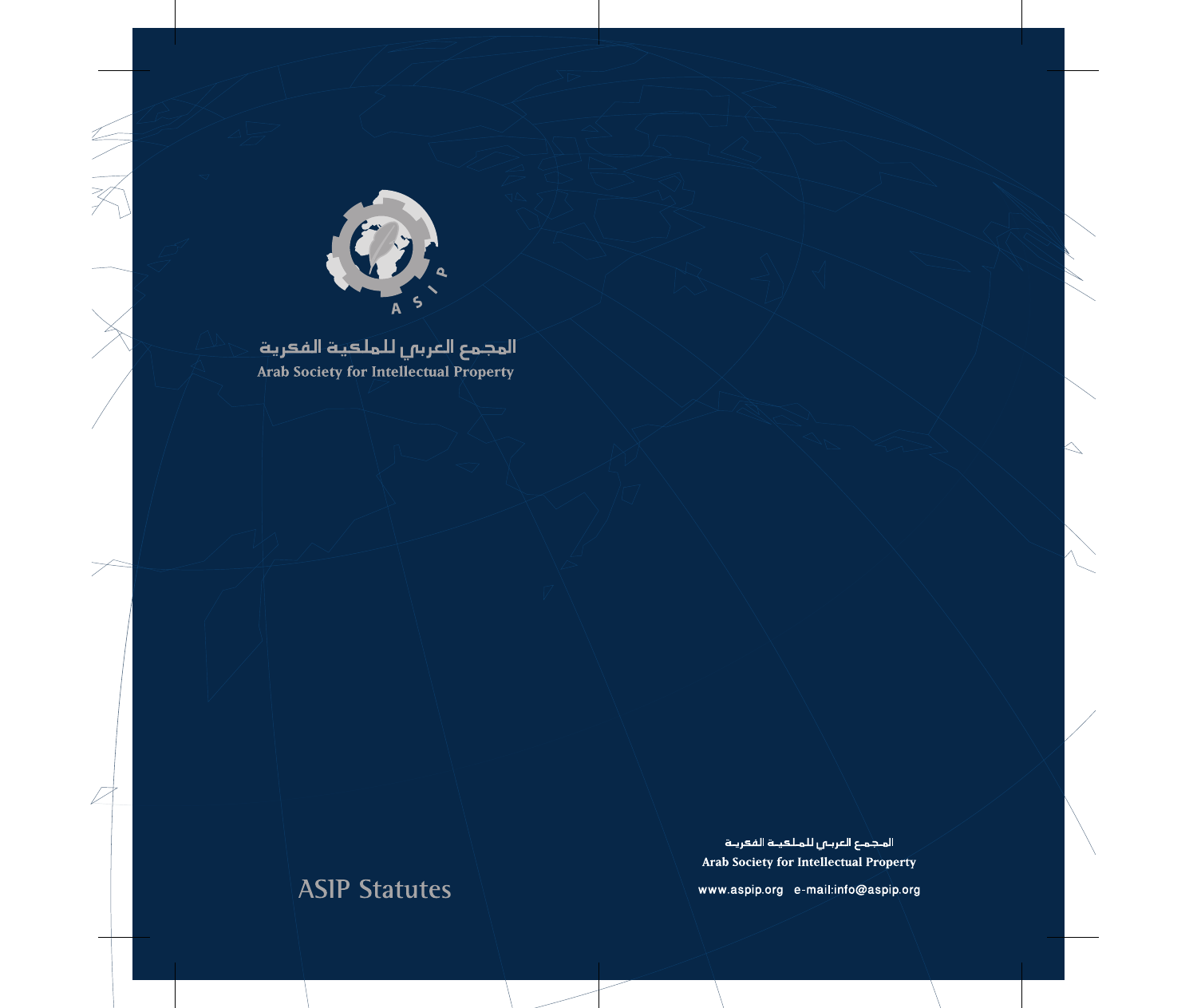المجمع العربي للملكية الفكرية

Arab Society for Intellectual Property

# ASIP Statutes

المجمع العربي للملكية الفكرية

Arab Society for Intellectual Property

www.aspip.org e-mail:info@aspip.org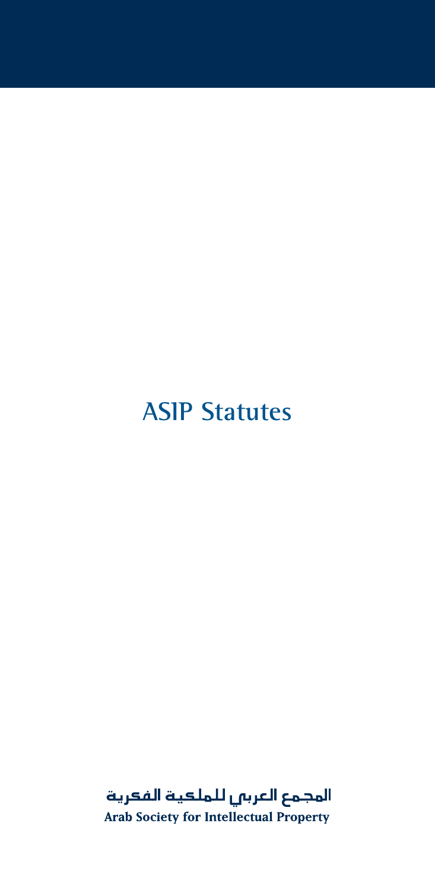# ASIP Statutes

المجمع العربي للملكية الفكرية

**Arab Society for Intellectual Property**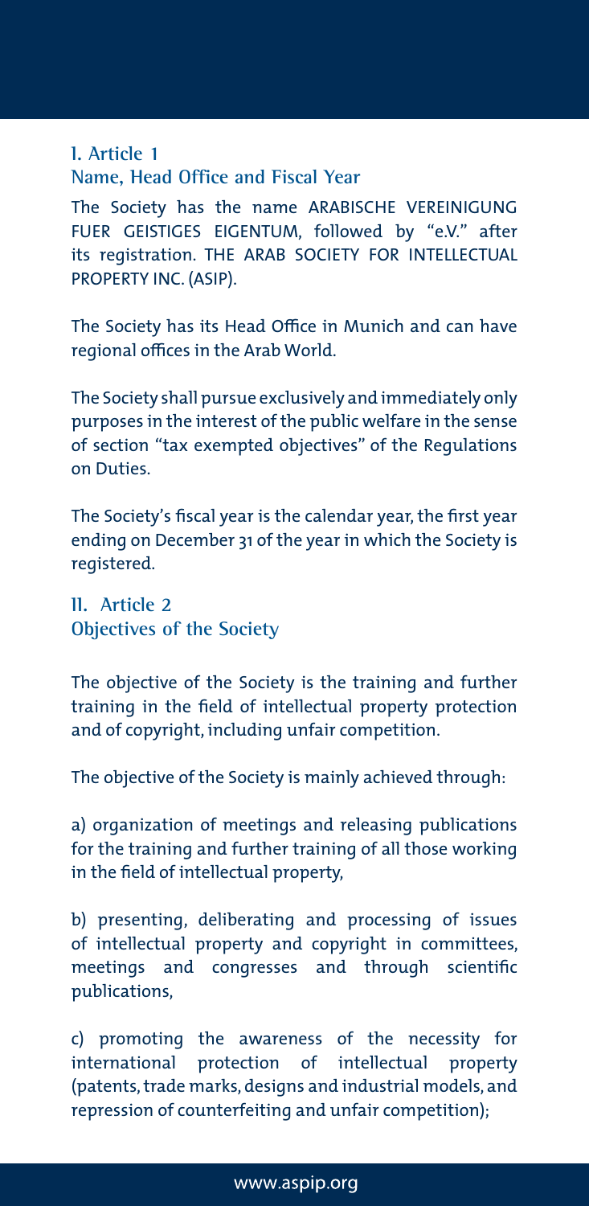## I. Article 1
## Name, Head Office and Fiscal Year

The Society has the name ARABISCHE VEREINIGUNG FUER GEISTIGES EIGENTUM, followed by "e.V." after its registration. THE ARAB SOCIETY FOR INTELLECTUAL PROPERTY INC. (ASIP).

The Society has its Head Office in Munich and can have regional offices in the Arab World.

The Society shall pursue exclusively and immediately only purposes in the interest of the public welfare in the sense of section "tax exempted objectives" of the Regulations on Duties.

The Society's fiscal year is the calendar year, the first year ending on December 31 of the year in which the Society is registered.

## II. Article 2
## Objectives of the Society

The objective of the Society is the training and further training in the field of intellectual property protection and of copyright, including unfair competition.

The objective of the Society is mainly achieved through:

a) organization of meetings and releasing publications for the training and further training of all those working in the field of intellectual property,

b) presenting, deliberating and processing of issues of intellectual property and copyright in committees, meetings and congresses and through scientific publications,

c) promoting the awareness of the necessity for international protection of intellectual property (patents, trade marks, designs and industrial models, and repression of counterfeiting and unfair competition);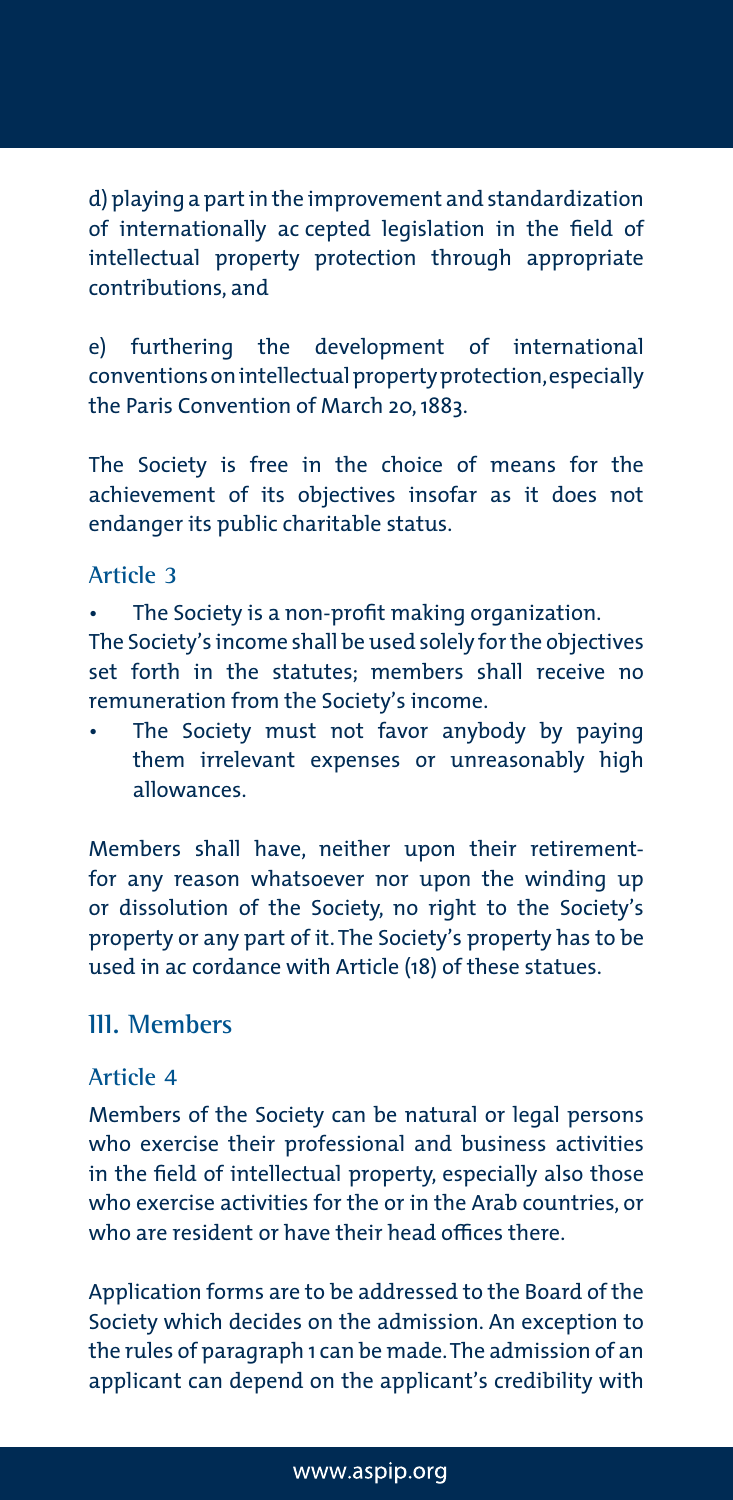d) playing a part in the improvement and standardization of internationally ac cepted legislation in the field of intellectual property protection through appropriate contributions, and

e) furthering the development of international conventions on intellectual property protection, especially the Paris Convention of March 20, 1883.

The Society is free in the choice of means for the achievement of its objectives insofar as it does not endanger its public charitable status.

### Article 3

- The Society is a non-profit making organization.

The Society's income shall be used solely for the objectives set forth in the statutes; members shall receive no remuneration from the Society's income.

- The Society must not favor anybody by paying them irrelevant expenses or unreasonably high allowances.

Members shall have, neither upon their retirement-for any reason whatsoever nor upon the winding up or dissolution of the Society, no right to the Society's property or any part of it. The Society's property has to be used in ac cordance with Article (18) of these statues.

## III. Members

### Article 4

Members of the Society can be natural or legal persons who exercise their professional and business activities in the field of intellectual property, especially also those who exercise activities for the or in the Arab countries, or who are resident or have their head offices there.

Application forms are to be addressed to the Board of the Society which decides on the admission. An exception to the rules of paragraph 1 can be made. The admission of an applicant can depend on the applicant's credibility with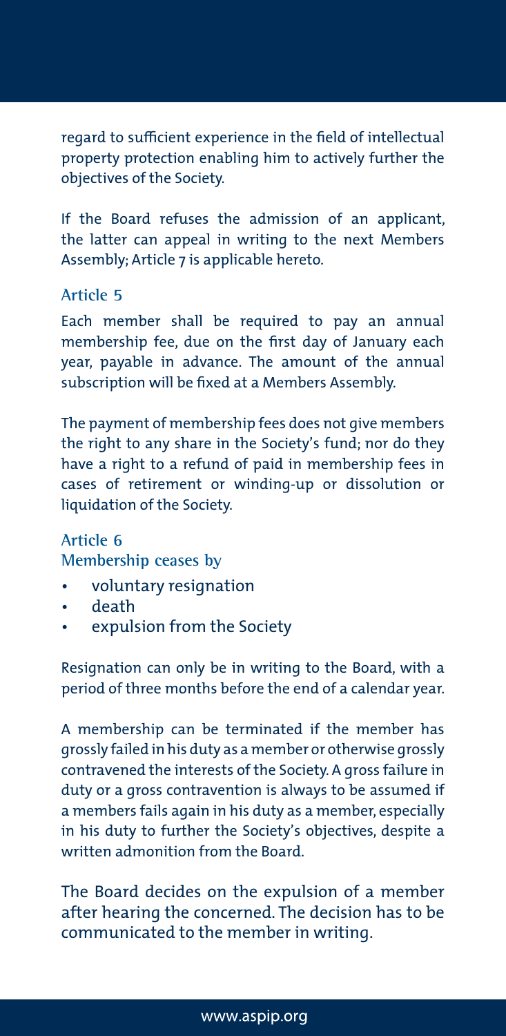regard to sufficient experience in the field of intellectual property protection enabling him to actively further the objectives of the Society.

If the Board refuses the admission of an applicant, the latter can appeal in writing to the next Members Assembly; Article 7 is applicable hereto.

### Article 5

Each member shall be required to pay an annual membership fee, due on the first day of January each year, payable in advance. The amount of the annual subscription will be fixed at a Members Assembly.

The payment of membership fees does not give members the right to any share in the Society's fund; nor do they have a right to a refund of paid in membership fees in cases of retirement or winding-up or dissolution or liquidation of the Society.

### Article 6

Membership ceases by

- voluntary resignation
- death
- expulsion from the Society

Resignation can only be in writing to the Board, with a period of three months before the end of a calendar year.

A membership can be terminated if the member has grossly failed in his duty as a member or otherwise grossly contravened the interests of the Society. A gross failure in duty or a gross contravention is always to be assumed if a members fails again in his duty as a member, especially in his duty to further the Society's objectives, despite a written admonition from the Board.

The Board decides on the expulsion of a member after hearing the concerned. The decision has to be communicated to the member in writing.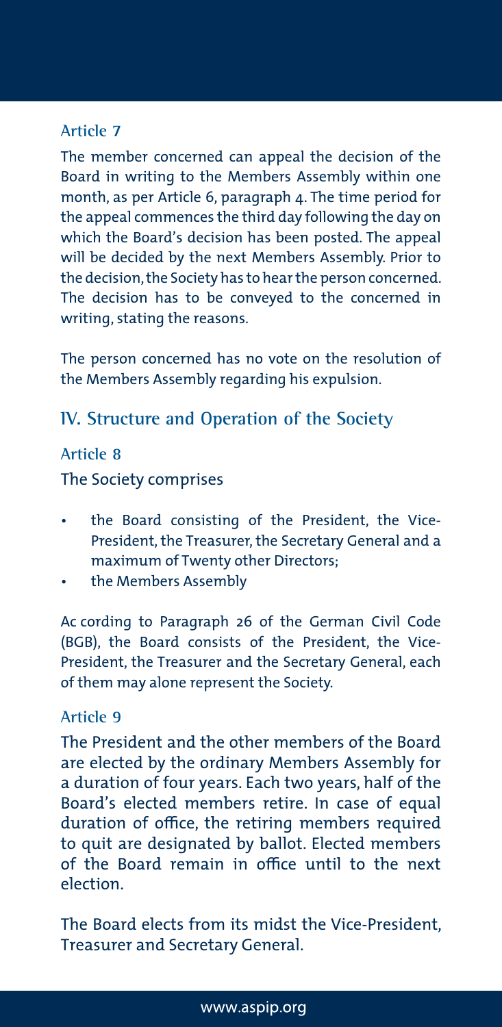### Article 7

The member concerned can appeal the decision of the Board in writing to the Members Assembly within one month, as per Article 6, paragraph 4. The time period for the appeal commences the third day following the day on which the Board's decision has been posted. The appeal will be decided by the next Members Assembly. Prior to the decision, the Society has to hear the person concerned. The decision has to be conveyed to the concerned in writing, stating the reasons.

The person concerned has no vote on the resolution of the Members Assembly regarding his expulsion.

## IV. Structure and Operation of the Society

### Article 8

The Society comprises

- the Board consisting of the President, the Vice-President, the Treasurer, the Secretary General and a maximum of Twenty other Directors;
- the Members Assembly

Ac cording to Paragraph 26 of the German Civil Code (BGB), the Board consists of the President, the Vice-President, the Treasurer and the Secretary General, each of them may alone represent the Society.

### Article 9

The President and the other members of the Board are elected by the ordinary Members Assembly for a duration of four years. Each two years, half of the Board's elected members retire. In case of equal duration of office, the retiring members required to quit are designated by ballot. Elected members of the Board remain in office until to the next election.

The Board elects from its midst the Vice-President, Treasurer and Secretary General.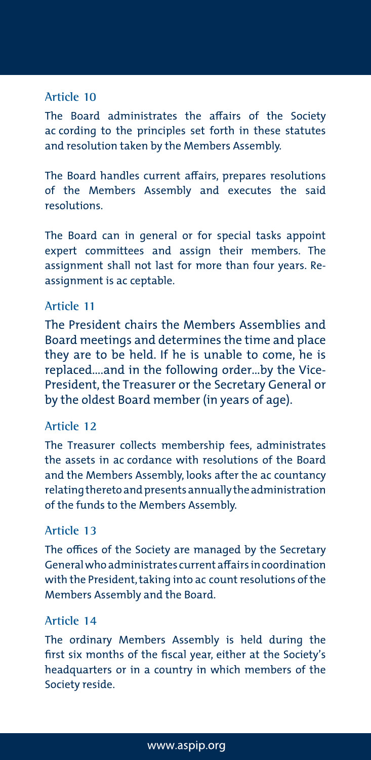## Article 10

The Board administrates the affairs of the Society ac cording to the principles set forth in these statutes and resolution taken by the Members Assembly.

The Board handles current affairs, prepares resolutions of the Members Assembly and executes the said resolutions.

The Board can in general or for special tasks appoint expert committees and assign their members. The assignment shall not last for more than four years. Re-assignment is ac ceptable.

## Article 11

The President chairs the Members Assemblies and Board meetings and determines the time and place they are to be held. If he is unable to come, he is replaced....and in the following order...by the Vice-President, the Treasurer or the Secretary General or by the oldest Board member (in years of age).

## Article 12

The Treasurer collects membership fees, administrates the assets in ac cordance with resolutions of the Board and the Members Assembly, looks after the ac countancy relating thereto and presents annually the administration of the funds to the Members Assembly.

## Article 13

The offices of the Society are managed by the Secretary General who administrates current affairs in coordination with the President, taking into ac count resolutions of the Members Assembly and the Board.

## Article 14

The ordinary Members Assembly is held during the first six months of the fiscal year, either at the Society's headquarters or in a country in which members of the Society reside.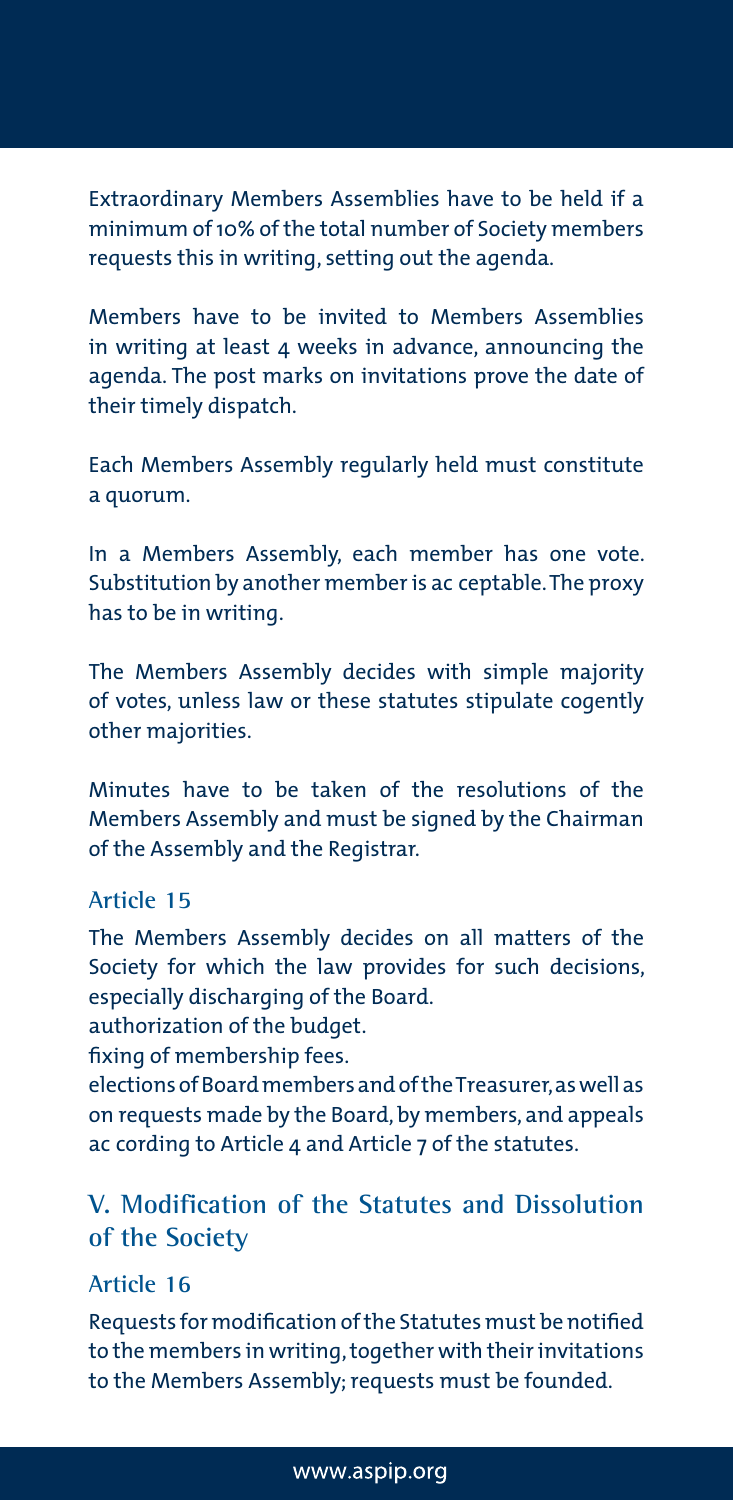Extraordinary Members Assemblies have to be held if a minimum of 10% of the total number of Society members requests this in writing, setting out the agenda.

Members have to be invited to Members Assemblies in writing at least 4 weeks in advance, announcing the agenda. The post marks on invitations prove the date of their timely dispatch.

Each Members Assembly regularly held must constitute a quorum.

In a Members Assembly, each member has one vote. Substitution by another member is ac ceptable. The proxy has to be in writing.

The Members Assembly decides with simple majority of votes, unless law or these statutes stipulate cogently other majorities.

Minutes have to be taken of the resolutions of the Members Assembly and must be signed by the Chairman of the Assembly and the Registrar.

### Article 15

The Members Assembly decides on all matters of the Society for which the law provides for such decisions, especially discharging of the Board.
authorization of the budget.
fixing of membership fees.
elections of Board members and of the Treasurer, as well as on requests made by the Board, by members, and appeals ac cording to Article 4 and Article 7 of the statutes.

## V. Modification of the Statutes and Dissolution of the Society

### Article 16

Requests for modification of the Statutes must be notified to the members in writing, together with their invitations to the Members Assembly; requests must be founded.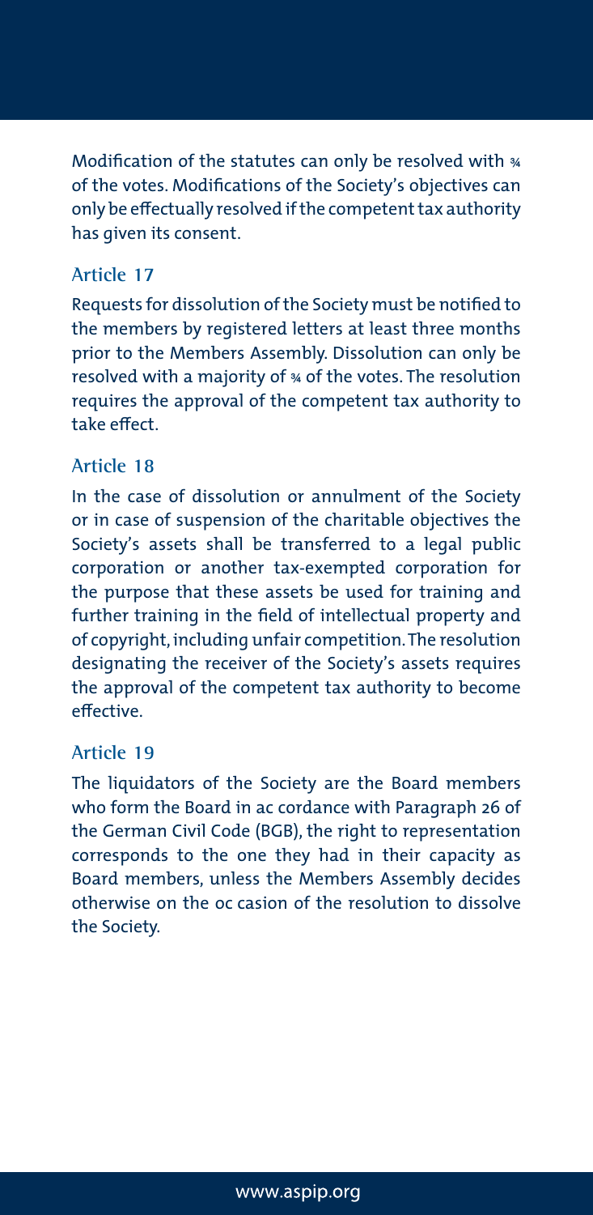Modification of the statutes can only be resolved with ¾ of the votes. Modifications of the Society's objectives can only be effectually resolved if the competent tax authority has given its consent.

## Article 17

Requests for dissolution of the Society must be notified to the members by registered letters at least three months prior to the Members Assembly. Dissolution can only be resolved with a majority of ¾ of the votes. The resolution requires the approval of the competent tax authority to take effect.

## Article 18

In the case of dissolution or annulment of the Society or in case of suspension of the charitable objectives the Society's assets shall be transferred to a legal public corporation or another tax-exempted corporation for the purpose that these assets be used for training and further training in the field of intellectual property and of copyright, including unfair competition. The resolution designating the receiver of the Society's assets requires the approval of the competent tax authority to become effective.

## Article 19

The liquidators of the Society are the Board members who form the Board in ac cordance with Paragraph 26 of the German Civil Code (BGB), the right to representation corresponds to the one they had in their capacity as Board members, unless the Members Assembly decides otherwise on the oc casion of the resolution to dissolve the Society.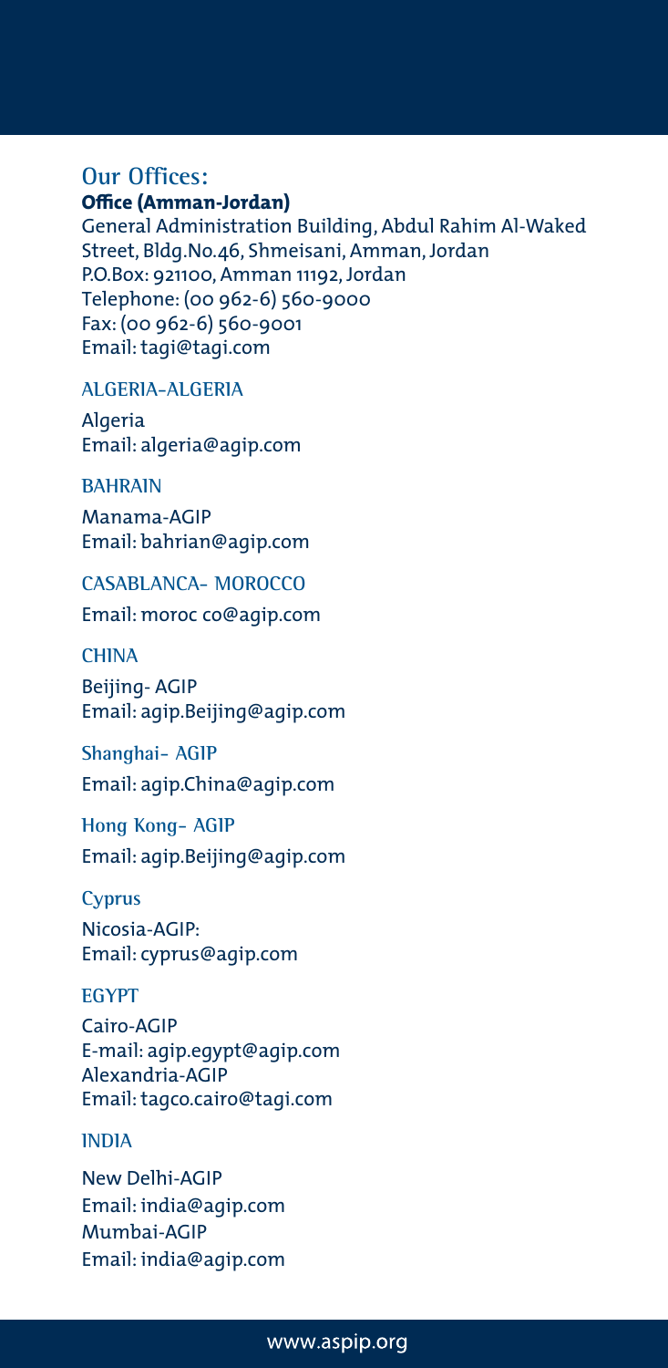## Our Offices:

**Office (Amman-Jordan)**

General Administration Building, Abdul Rahim Al-Waked Street, Bldg.No.46, Shmeisani, Amman, Jordan
P.O.Box: 921100, Amman 11192, Jordan
Telephone: (00 962-6) 560-9000
Fax: (00 962-6) 560-9001
Email: tagi@tagi.com

### ALGERIA-ALGERIA

Algeria
Email: algeria@agip.com

### BAHRAIN

Manama-AGIP
Email: bahrian@agip.com

### CASABLANCA- MOROCCO

Email: moroc co@agip.com

### CHINA

Beijing- AGIP
Email: agip.Beijing@agip.com

Shanghai- AGIP

Email: agip.China@agip.com

Hong Kong- AGIP

Email: agip.Beijing@agip.com

### Cyprus

Nicosia-AGIP:
Email: cyprus@agip.com

### EGYPT

Cairo-AGIP
E-mail: agip.egypt@agip.com
Alexandria-AGIP
Email: tagco.cairo@tagi.com

### INDIA

New Delhi-AGIP
Email: india@agip.com
Mumbai-AGIP
Email: india@agip.com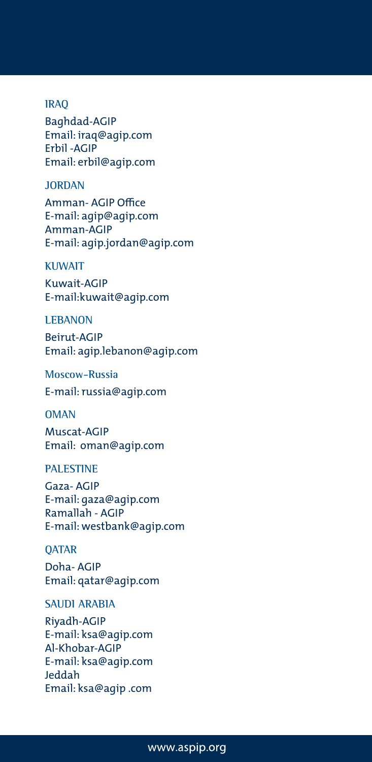### IRAQ

Baghdad-AGIP
Email: iraq@agip.com
Erbil -AGIP
Email: erbil@agip.com

### JORDAN

Amman- AGIP Office
E-mail: agip@agip.com
Amman-AGIP
E-mail: agip.jordan@agip.com

### KUWAIT

Kuwait-AGIP
E-mail:kuwait@agip.com

### LEBANON

Beirut-AGIP
Email: agip.lebanon@agip.com

### Moscow-Russia

E-mail: russia@agip.com

### OMAN

Muscat-AGIP
Email: oman@agip.com

### PALESTINE

Gaza- AGIP
E-mail: gaza@agip.com
Ramallah - AGIP
E-mail: westbank@agip.com

### QATAR

Doha- AGIP
Email: qatar@agip.com

### SAUDI ARABIA

Riyadh-AGIP
E-mail: ksa@agip.com
Al-Khobar-AGIP
E-mail: ksa@agip.com
Jeddah
Email: ksa@agip .com

www.aspip.org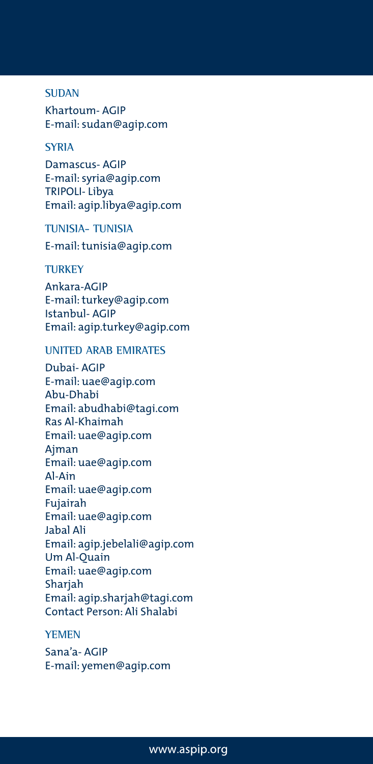## SUDAN

Khartoum- AGIP
E-mail: sudan@agip.com

## SYRIA

Damascus- AGIP
E-mail: syria@agip.com
TRIPOLI- Libya
Email: agip.libya@agip.com

## TUNISIA- TUNISIA

E-mail: tunisia@agip.com

## TURKEY

Ankara-AGIP
E-mail: turkey@agip.com
Istanbul- AGIP
Email: agip.turkey@agip.com

## UNITED ARAB EMIRATES

Dubai- AGIP
E-mail: uae@agip.com
Abu-Dhabi
Email: abudhabi@tagi.com
Ras Al-Khaimah
Email: uae@agip.com
Ajman
Email: uae@agip.com
Al-Ain
Email: uae@agip.com
Fujairah
Email: uae@agip.com
Jabal Ali
Email: agip.jebelali@agip.com
Um Al-Quain
Email: uae@agip.com
Sharjah
Email: agip.sharjah@tagi.com
Contact Person: Ali Shalabi

## YEMEN

Sana'a- AGIP
E-mail: yemen@agip.com

www.aspip.org